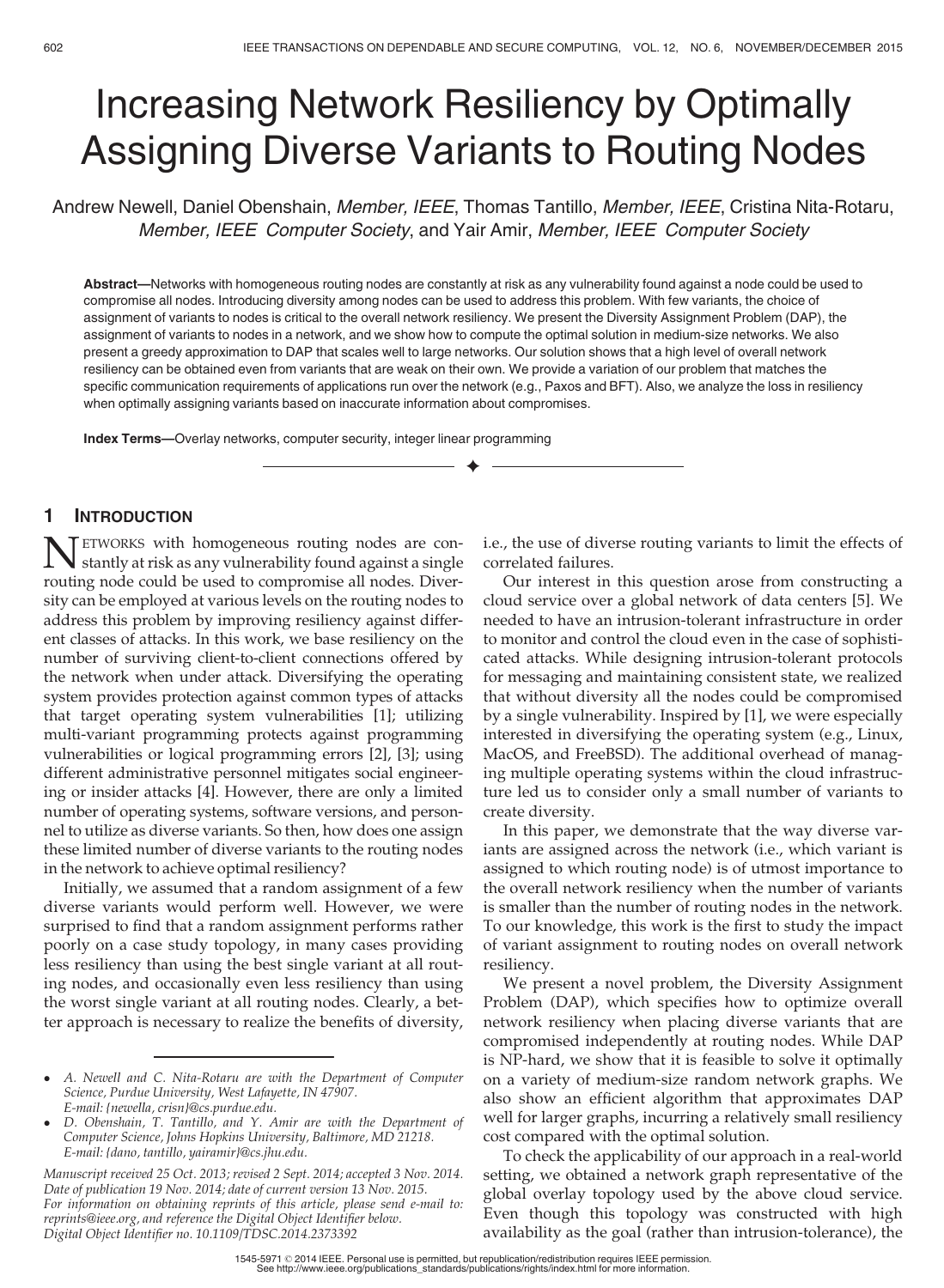# Increasing Network Resiliency by Optimally Assigning Diverse Variants to Routing Nodes

Andrew Newell, Daniel Obenshain, *Member, IEEE*, Thomas Tantillo, *Member, IEEE*, Cristina Nita-Rotaru, *Member, IEEE Computer Society*, and Yair Amir, *Member, IEEE Computer Society*

**Abstract**—Networks with homogeneous routing nodes are constantly at risk as any vulnerability found against a node could be used to compromise all nodes. Introducing diversity among nodes can be used to address this problem. With few variants, the choice of assignment of variants to nodes is critical to the overall network resiliency. We present the Diversity Assignment Problem (DAP), the assignment of variants to nodes in a network, and we show how to compute the optimal solution in medium-size networks. We also present a greedy approximation to DAP that scales well to large networks. Our solution shows that a high level of overall network resiliency can be obtained even from variants that are weak on their own. We provide a variation of our problem that matches the specific communication requirements of applications run over the network (e.g., Paxos and BFT). Also, we analyze the loss in resiliency when optimally assigning variants based on inaccurate information about compromises.

**Index Terms**—Overlay networks, computer security, integer linear programming

## 1 Introduction

Networks with homogeneous routing nodes are constantly at risk as any vulnerability found against a single routing node could be used to compromise all nodes. Diversity can be employed at various levels on the routing nodes to address this problem by improving resiliency against different classes of attacks. In this work, we base resiliency on the number of surviving client-to-client connections offered by the network when under attack. Diversifying the operating system provides protection against common types of attacks that target operating system vulnerabilities [1]; utilizing multi-variant programming protects against programming vulnerabilities or logical programming errors [2], [3]; using different administrative personnel mitigates social engineering or insider attacks [4]. However, there are only a limited number of operating systems, software versions, and personnel to utilize as diverse variants. So then, how does one assign these limited number of diverse variants to the routing nodes in the network to achieve optimal resiliency?

Initially, we assumed that a random assignment of a few diverse variants would perform well. However, we were surprised to find that a random assignment performs rather poorly on a case study topology, in many cases providing less resiliency than using the best single variant at all routing nodes, and occasionally even less resiliency than using the worst single variant at all routing nodes. Clearly, a better approach is necessary to realize the benefits of diversity, i.e., the use of diverse routing variants to limit the effects of correlated failures.

Our interest in this question arose from constructing a cloud service over a global network of data centers [5]. We needed to have an intrusion-tolerant infrastructure in order to monitor and control the cloud even in the case of sophisticated attacks. While designing intrusion-tolerant protocols for messaging and maintaining consistent state, we realized that without diversity all the nodes could be compromised by a single vulnerability. Inspired by [1], we were especially interested in diversifying the operating system (e.g., Linux, MacOS, and FreeBSD). The additional overhead of managing multiple operating systems within the cloud infrastructure led us to consider only a small number of variants to create diversity.

In this paper, we demonstrate that the way diverse variants are assigned across the network (i.e., which variant is assigned to which routing node) is of utmost importance to the overall network resiliency when the number of variants is smaller than the number of routing nodes in the network. To our knowledge, this work is the first to study the impact of variant assignment to routing nodes on overall network resiliency.

We present a novel problem, the Diversity Assignment Problem (DAP), which specifies how to optimize overall network resiliency when placing diverse variants that are compromised independently at routing nodes. While DAP is NP-hard, we show that it is feasible to solve it optimally on a variety of medium-size random network graphs. We also show an efficient algorithm that approximates DAP well for larger graphs, incurring a relatively small resiliency cost compared with the optimal solution.

To check the applicability of our approach in a real-world setting, we obtained a network graph representative of the global overlay topology used by the above cloud service. Even though this topology was constructed with high availability as the goal (rather than intrusion-tolerance), the

---

- A. Newell and C. Nita-Rotaru are with the Department of Computer Science, Purdue University, West Lafayette, IN 47907. E-mail: {newella, crisn}@cs.purdue.edu.
- D. Obenshain, T. Tantillo, and Y. Amir are with the Department of Computer Science, Johns Hopkins University, Baltimore, MD 21218. E-mail: {dano, tantillo, yairamir}@cs.jhu.edu.

*Manuscript received 25 Oct. 2013; revised 2 Sept. 2014; accepted 3 Nov. 2014. Date of publication 19 Nov. 2014; date of current version 13 Nov. 2015. For information on obtaining reprints of this article, please send e-mail to: reprints@ieee.org, and reference the Digital Object Identifier below. Digital Object Identifier no. 10.1109/TDSC.2014.2373392*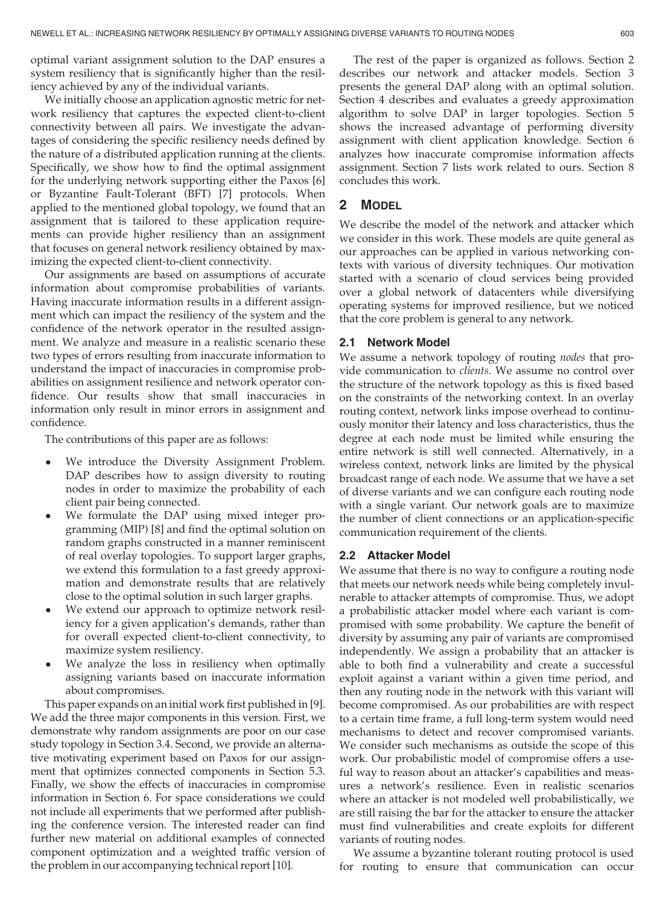optimal variant assignment solution to the DAP ensures a system resiliency that is significantly higher than the resiliency achieved by any of the individual variants.

We initially choose an application agnostic metric for network resiliency that captures the expected client-to-client connectivity between all pairs. We investigate the advantages of considering the specific resiliency needs defined by the nature of a distributed application running at the clients. Specifically, we show how to find the optimal assignment for the underlying network supporting either the Paxos [6] or Byzantine Fault-Tolerant (BFT) [7] protocols. When applied to the mentioned global topology, we found that an assignment that is tailored to these application requirements can provide higher resiliency than an assignment that focuses on general network resiliency obtained by maximizing the expected client-to-client connectivity.

Our assignments are based on assumptions of accurate information about compromise probabilities of variants. Having inaccurate information results in a different assignment which can impact the resiliency of the system and the confidence of the network operator in the resulted assignment. We analyze and measure in a realistic scenario these two types of errors resulting from inaccurate information to understand the impact of inaccuracies in compromise probabilities on assignment resilience and network operator confidence. Our results show that small inaccuracies in information only result in minor errors in assignment and confidence.

The contributions of this paper are as follows:

- We introduce the Diversity Assignment Problem. DAP describes how to assign diversity to routing nodes in order to maximize the probability of each client pair being connected.
- We formulate the DAP using mixed integer programming (MIP) [8] and find the optimal solution on random graphs constructed in a manner reminiscent of real overlay topologies. To support larger graphs, we extend this formulation to a fast greedy approximation and demonstrate results that are relatively close to the optimal solution in such larger graphs.
- We extend our approach to optimize network resiliency for a given application's demands, rather than for overall expected client-to-client connectivity, to maximize system resiliency.
- We analyze the loss in resiliency when optimally assigning variants based on inaccurate information about compromises.

This paper expands on an initial work first published in [9]. We add the three major components in this version. First, we demonstrate why random assignments are poor on our case study topology in Section 3.4. Second, we provide an alternative motivating experiment based on Paxos for our assignment that optimizes connected components in Section 5.3. Finally, we show the effects of inaccuracies in compromise information in Section 6. For space considerations we could not include all experiments that we performed after publishing the conference version. The interested reader can find further new material on additional examples of connected component optimization and a weighted traffic version of the problem in our accompanying technical report [10].

The rest of the paper is organized as follows. Section 2 describes our network and attacker models. Section 3 presents the general DAP along with an optimal solution. Section 4 describes and evaluates a greedy approximation algorithm to solve DAP in larger topologies. Section 5 shows the increased advantage of performing diversity assignment with client application knowledge. Section 6 analyzes how inaccurate compromise information affects assignment. Section 7 lists work related to ours. Section 8 concludes this work.

## 2 Model

We describe the model of the network and attacker which we consider in this work. These models are quite general as our approaches can be applied in various networking contexts with various of diversity techniques. Our motivation started with a scenario of cloud services being provided over a global network of datacenters while diversifying operating systems for improved resilience, but we noticed that the core problem is general to any network.

### 2.1 Network Model

We assume a network topology of routing *nodes* that provide communication to *clients*. We assume no control over the structure of the network topology as this is fixed based on the constraints of the networking context. In an overlay routing context, network links impose overhead to continuously monitor their latency and loss characteristics, thus the degree at each node must be limited while ensuring the entire network is still well connected. Alternatively, in a wireless context, network links are limited by the physical broadcast range of each node. We assume that we have a set of diverse variants and we can configure each routing node with a single variant. Our network goals are to maximize the number of client connections or an application-specific communication requirement of the clients.

### 2.2 Attacker Model

We assume that there is no way to configure a routing node that meets our network needs while being completely invulnerable to attacker attempts of compromise. Thus, we adopt a probabilistic attacker model where each variant is compromised with some probability. We capture the benefit of diversity by assuming any pair of variants are compromised independently. We assign a probability that an attacker is able to both find a vulnerability and create a successful exploit against a variant within a given time period, and then any routing node in the network with this variant will become compromised. As our probabilities are with respect to a certain time frame, a full long-term system would need mechanisms to detect and recover compromised variants. We consider such mechanisms as outside the scope of this work. Our probabilistic model of compromise offers a useful way to reason about an attacker's capabilities and measures a network's resilience. Even in realistic scenarios where an attacker is not modeled well probabilistically, we are still raising the bar for the attacker to ensure the attacker must find vulnerabilities and create exploits for different variants of routing nodes.

We assume a byzantine tolerant routing protocol is used for routing to ensure that communication can occur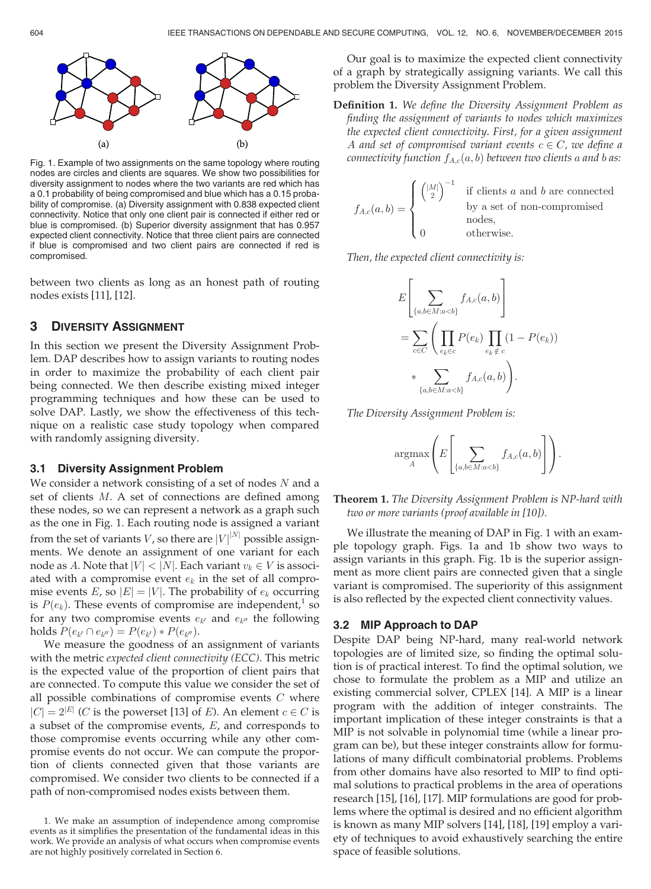(a) (b)

Fig. 1. Example of two assignments on the same topology where routing nodes are circles and clients are squares. We show two possibilities for diversity assignment to nodes where the two variants are red which has a 0.1 probability of being compromised and blue which has a 0.15 probability of compromise. (a) Diversity assignment with 0.838 expected client connectivity. Notice that only one client pair is connected if either red or blue is compromised. (b) Superior diversity assignment that has 0.957 expected client connectivity. Notice that three client pairs are connected if blue is compromised and two client pairs are connected if red is compromised.

between two clients as long as an honest path of routing nodes exists [11], [12].

## 3 Diversity Assignment

In this section we present the Diversity Assignment Problem. DAP describes how to assign variants to routing nodes in order to maximize the probability of each client pair being connected. We then describe existing mixed integer programming techniques and how these can be used to solve DAP. Lastly, we show the effectiveness of this technique on a realistic case study topology when compared with randomly assigning diversity.

### 3.1 Diversity Assignment Problem

We consider a network consisting of a set of nodes $N$ and a set of clients $M$. A set of connections are defined among these nodes, so we can represent a network as a graph such as the one in Fig. 1. Each routing node is assigned a variant from the set of variants $V$, so there are $|V|^{|N|}$ possible assignments. We denote an assignment of one variant for each node as $A$. Note that $|V| < |N|$. Each variant $v_k \in V$ is associated with a compromise event $e_k$ in the set of all compromise events $E$, so $|E| = |V|$. The probability of $e_k$ occurring is $P(e_k)$. These events of compromise are independent,[1] so for any two compromise events $e_{k'}$ and $e_{k''}$ the following holds $P(e_{k'} \cap e_{k''}) = P(e_{k'}) * P(e_{k''})$.

We measure the goodness of an assignment of variants with the metric *expected client connectivity (ECC)*. This metric is the expected value of the proportion of client pairs that are connected. To compute this value we consider the set of all possible combinations of compromise events $C$ where $|C| = 2^{|E|}$ ($C$ is the powerset [13] of $E$). An element $c \in C$ is a subset of the compromise events, $E$, and corresponds to those compromise events occurring while any other compromise events do not occur. We can compute the proportion of clients connected given that those variants are compromised. We consider two clients to be connected if a path of non-compromised nodes exists between them.

1. We make an assumption of independence among compromise events as it simplifies the presentation of the fundamental ideas in this work. We provide an analysis of what occurs when compromise events are not highly positively correlated in Section 6.

Our goal is to maximize the expected client connectivity of a graph by strategically assigning variants. We call this problem the Diversity Assignment Problem.

**Definition 1.** *We define the Diversity Assignment Problem as finding the assignment of variants to nodes which maximizes the expected client connectivity. First, for a given assignment $A$ and set of compromised variant events $c \in C$, we define a connectivity function $f_{A,c}(a, b)$ between two clients $a$ and $b$ as:*

$$f_{A,c}(a,b) = \begin{cases} \binom{|M|}{2}^{-1} & \text{if clients } a \text{ and } b \text{ are connected by a set of non-compromised nodes,} \\ 0 & \text{otherwise.} \end{cases}$$

*Then, the expected client connectivity is:*

$$E\left[\sum_{\{a,b \in M: a<b\}} f_{A,c}(a,b)\right] = \sum_{c \in C}\left(\prod_{e_k \in c} P(e_k) \prod_{e_k \notin c}(1 - P(e_k)) * \sum_{\{a,b \in M: a<b\}} f_{A,c}(a,b)\right).$$

*The Diversity Assignment Problem is:*

$$\underset{A}{\operatorname{argmax}}\left(E\left[\sum_{\{a,b \in M: a<b\}} f_{A,c}(a,b)\right]\right).$$

**Theorem 1.** *The Diversity Assignment Problem is NP-hard with two or more variants (proof available in [10]).*

We illustrate the meaning of DAP in Fig. 1 with an example topology graph. Figs. 1a and 1b show two ways to assign variants in this graph. Fig. 1b is the superior assignment as more client pairs are connected given that a single variant is compromised. The superiority of this assignment is also reflected by the expected client connectivity values.

### 3.2 MIP Approach to DAP

Despite DAP being NP-hard, many real-world network topologies are of limited size, so finding the optimal solution is of practical interest. To find the optimal solution, we chose to formulate the problem as a MIP and utilize an existing commercial solver, CPLEX [14]. A MIP is a linear program with the addition of integer constraints. The important implication of these integer constraints is that a MIP is not solvable in polynomial time (while a linear program can be), but these integer constraints allow for formulations of many difficult combinatorial problems. Problems from other domains have also resorted to MIP to find optimal solutions to practical problems in the area of operations research [15], [16], [17]. MIP formulations are good for problems where the optimal is desired and no efficient algorithm is known as many MIP solvers [14], [18], [19] employ a variety of techniques to avoid exhaustively searching the entire space of feasible solutions.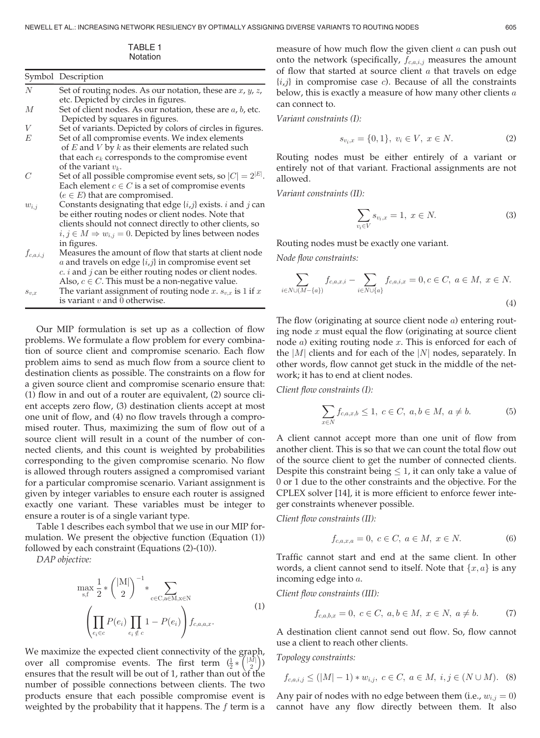TABLE 1
Notation

| Symbol | Description |
|---|---|
| $N$ | Set of routing nodes. As our notation, these are $x$, $y$, $z$, etc. Depicted by circles in figures. |
| $M$ | Set of client nodes. As our notation, these are $a$, $b$, etc. Depicted by squares in figures. |
| $V$ | Set of variants. Depicted by colors of circles in figures. |
| $E$ | Set of all compromise events. We index elements of $E$ and $V$ by $k$ as their elements are related such that each $e_k$ corresponds to the compromise event of the variant $v_k$. |
| $C$ | Set of all possible compromise event sets, so $\lvert C\rvert = 2^{\lvert E\rvert}$. Each element $c \in C$ is a set of compromise events ($e \in E$) that are compromised. |
| $w_{i,j}$ | Constants designating that edge $\{i,j\}$ exists. $i$ and $j$ can be either routing nodes or client nodes. Note that clients should not connect directly to other clients, so $i, j \in M \Rightarrow w_{i,j} = 0$. Depicted by lines between nodes in figures. |
| $f_{c,a,i,j}$ | Measures the amount of flow that starts at client node $a$ and travels on edge $\{i,j\}$ in compromise event set $c$. $i$ and $j$ can be either routing nodes or client nodes. Also, $c \in C$. This must be a non-negative value. |
| $s_{v,x}$ | The variant assignment of routing node $x$. $s_{v,x}$ is 1 if $x$ is variant $v$ and 0 otherwise. |

Our MIP formulation is set up as a collection of flow problems. We formulate a flow problem for every combination of source client and compromise scenario. Each flow problem aims to send as much flow from a source client to destination clients as possible. The constraints on a flow for a given source client and compromise scenario ensure that: (1) flow in and out of a router are equivalent, (2) source client accepts zero flow, (3) destination clients accept at most one unit of flow, and (4) no flow travels through a compromised router. Thus, maximizing the sum of flow out of a source client will result in a count of the number of connected clients, and this count is weighted by probabilities corresponding to the given compromise scenario. No flow is allowed through routers assigned a compromised variant for a particular compromise scenario. Variant assignment is given by integer variables to ensure each router is assigned exactly one variant. These variables must be integer to ensure a router is of a single variant type.

Table 1 describes each symbol that we use in our MIP formulation. We present the objective function (Equation (1)) followed by each constraint (Equations (2)-(10)).

*DAP objective:*

$$\max_{\mathrm{s,f}} \frac{1}{2} * \binom{|\mathrm{M}|}{2}^{-1} * \sum_{\mathrm{c \in C, a \in M, x \in N}} \left( \prod_{e_i \in c} P(e_i) \prod_{e_i \notin c} 1 - P(e_i) \right) f_{c,a,a,x}. \tag{1}$$

We maximize the expected client connectivity of the graph, over all compromise events. The first term ($\frac{1}{2} * \binom{|M|}{2}$) ensures that the result will be out of 1, rather than out of the number of possible connections between clients. The two products ensure that each possible compromise event is weighted by the probability that it happens. The $f$ term is a measure of how much flow the given client $a$ can push out onto the network (specifically, $f_{c,a,i,j}$ measures the amount of flow that started at source client $a$ that travels on edge $\{i,j\}$ in compromise case $c$). Because of all the constraints below, this is exactly a measure of how many other clients $a$ can connect to.

*Variant constraints (I):*

$$s_{v_i,x} = \{0, 1\},\ v_i \in V,\ x \in N. \tag{2}$$

Routing nodes must be either entirely of a variant or entirely not of that variant. Fractional assignments are not allowed.

*Variant constraints (II):*

$$\sum_{v_i \in V} s_{v_i,x} = 1,\ x \in N. \tag{3}$$

Routing nodes must be exactly one variant.

*Node flow constraints:*

$$\sum_{i \in N \cup (M - \{a\})} f_{c,a,x,i} - \sum_{i \in N \cup \{a\}} f_{c,a,i,x} = 0, c \in C,\ a \in M,\ x \in N. \tag{4}$$

The flow (originating at source client node $a$) entering routing node $x$ must equal the flow (originating at source client node $a$) exiting routing node $x$. This is enforced for each of the $|M|$ clients and for each of the $|N|$ nodes, separately. In other words, flow cannot get stuck in the middle of the network; it has to end at client nodes.

*Client flow constraints (I):*

$$\sum_{x \in N} f_{c,a,x,b} \leq 1,\ c \in C,\ a, b \in M,\ a \neq b. \tag{5}$$

A client cannot accept more than one unit of flow from another client. This is so that we can count the total flow out of the source client to get the number of connected clients. Despite this constraint being $\leq 1$, it can only take a value of 0 or 1 due to the other constraints and the objective. For the CPLEX solver [14], it is more efficient to enforce fewer integer constraints whenever possible.

*Client flow constraints (II):*

$$f_{c,a,x,a} = 0,\ c \in C,\ a \in M,\ x \in N. \tag{6}$$

Traffic cannot start and end at the same client. In other words, a client cannot send to itself. Note that $\{x, a\}$ is any incoming edge into $a$.

*Client flow constraints (III):*

$$f_{c,a,b,x} = 0,\ c \in C,\ a, b \in M,\ x \in N,\ a \neq b. \tag{7}$$

A destination client cannot send out flow. So, flow cannot use a client to reach other clients.

*Topology constraints:*

$$f_{c,a,i,j} \leq (|M| - 1) * w_{i,j},\ c \in C,\ a \in M,\ i, j \in (N \cup M). \tag{8}$$

Any pair of nodes with no edge between them (i.e., $w_{i,j} = 0$) cannot have any flow directly between them. It also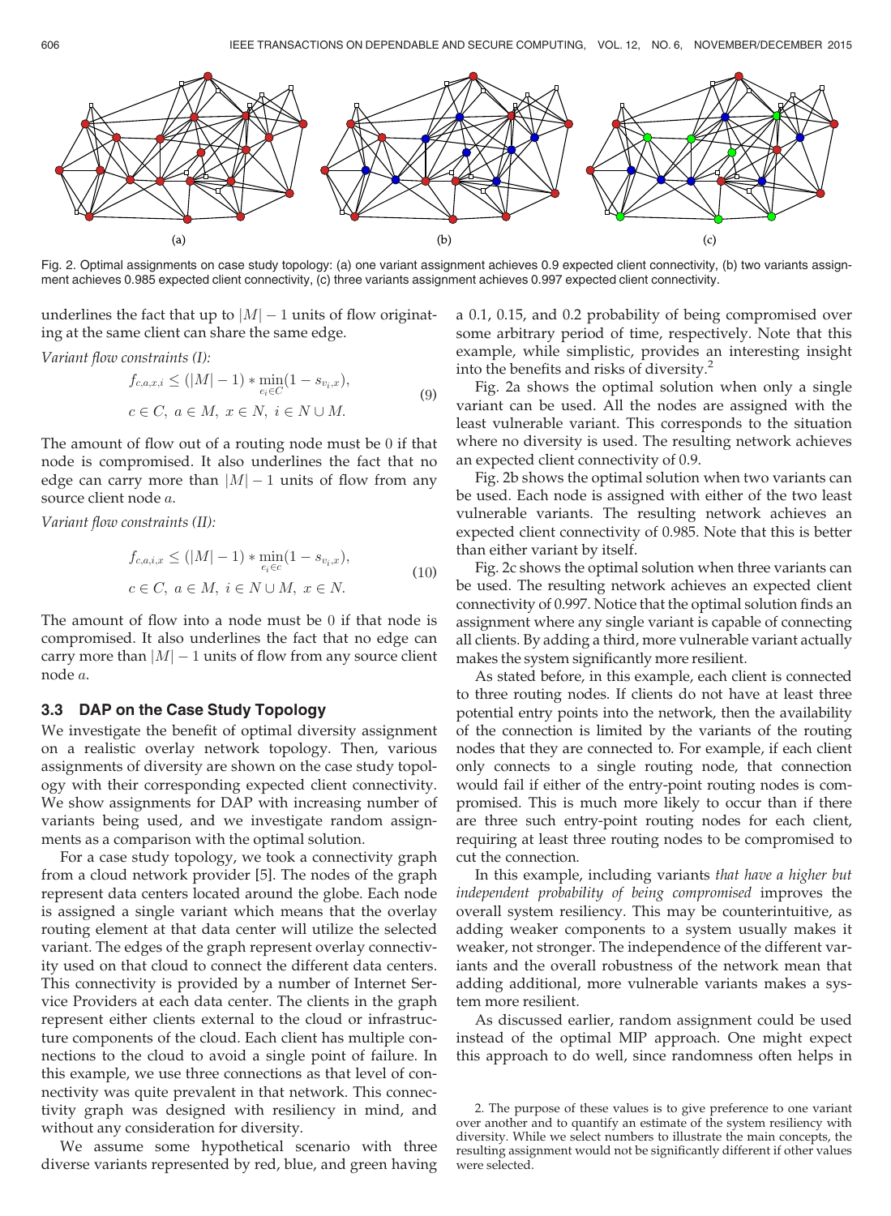Fig. 2. Optimal assignments on case study topology: (a) one variant assignment achieves 0.9 expected client connectivity, (b) two variants assignment achieves 0.985 expected client connectivity, (c) three variants assignment achieves 0.997 expected client connectivity.

underlines the fact that up to $|M| - 1$ units of flow originating at the same client can share the same edge.

*Variant flow constraints (I):*

$$
\begin{aligned}
& f_{c,a,x,i} \leq (|M| - 1) * \min_{e_i \in C}(1 - s_{v_i,x}), \\
& c \in C,\ a \in M,\ x \in N,\ i \in N \cup M.
\end{aligned}
\tag{9}
$$

The amount of flow out of a routing node must be 0 if that node is compromised. It also underlines the fact that no edge can carry more than $|M| - 1$ units of flow from any source client node $a$.

*Variant flow constraints (II):*

$$
\begin{aligned}
& f_{c,a,i,x} \leq (|M| - 1) * \min_{e_i \in c}(1 - s_{v_i,x}), \\
& c \in C,\ a \in M,\ i \in N \cup M,\ x \in N.
\end{aligned}
\tag{10}
$$

The amount of flow into a node must be 0 if that node is compromised. It also underlines the fact that no edge can carry more than $|M| - 1$ units of flow from any source client node $a$.

### 3.3 DAP on the Case Study Topology

We investigate the benefit of optimal diversity assignment on a realistic overlay network topology. Then, various assignments of diversity are shown on the case study topology with their corresponding expected client connectivity. We show assignments for DAP with increasing number of variants being used, and we investigate random assignments as a comparison with the optimal solution.

For a case study topology, we took a connectivity graph from a cloud network provider [5]. The nodes of the graph represent data centers located around the globe. Each node is assigned a single variant which means that the overlay routing element at that data center will utilize the selected variant. The edges of the graph represent overlay connectivity used on that cloud to connect the different data centers. This connectivity is provided by a number of Internet Service Providers at each data center. The clients in the graph represent either clients external to the cloud or infrastructure components of the cloud. Each client has multiple connections to the cloud to avoid a single point of failure. In this example, we use three connections as that level of connectivity was quite prevalent in that network. This connectivity graph was designed with resiliency in mind, and without any consideration for diversity.

We assume some hypothetical scenario with three diverse variants represented by red, blue, and green having a 0.1, 0.15, and 0.2 probability of being compromised over some arbitrary period of time, respectively. Note that this example, while simplistic, provides an interesting insight into the benefits and risks of diversity.[2]

Fig. 2a shows the optimal solution when only a single variant can be used. All the nodes are assigned with the least vulnerable variant. This corresponds to the situation where no diversity is used. The resulting network achieves an expected client connectivity of 0.9.

Fig. 2b shows the optimal solution when two variants can be used. Each node is assigned with either of the two least vulnerable variants. The resulting network achieves an expected client connectivity of 0.985. Note that this is better than either variant by itself.

Fig. 2c shows the optimal solution when three variants can be used. The resulting network achieves an expected client connectivity of 0.997. Notice that the optimal solution finds an assignment where any single variant is capable of connecting all clients. By adding a third, more vulnerable variant actually makes the system significantly more resilient.

As stated before, in this example, each client is connected to three routing nodes. If clients do not have at least three potential entry points into the network, then the availability of the connection is limited by the variants of the routing nodes that they are connected to. For example, if each client only connects to a single routing node, that connection would fail if either of the entry-point routing nodes is compromised. This is much more likely to occur than if there are three such entry-point routing nodes for each client, requiring at least three routing nodes to be compromised to cut the connection.

In this example, including variants *that have a higher but independent probability of being compromised* improves the overall system resiliency. This may be counterintuitive, as adding weaker components to a system usually makes it weaker, not stronger. The independence of the different variants and the overall robustness of the network mean that adding additional, more vulnerable variants makes a system more resilient.

As discussed earlier, random assignment could be used instead of the optimal MIP approach. One might expect this approach to do well, since randomness often helps in

2. The purpose of these values is to give preference to one variant over another and to quantify an estimate of the system resiliency with diversity. While we select numbers to illustrate the main concepts, the resulting assignment would not be significantly different if other values were selected.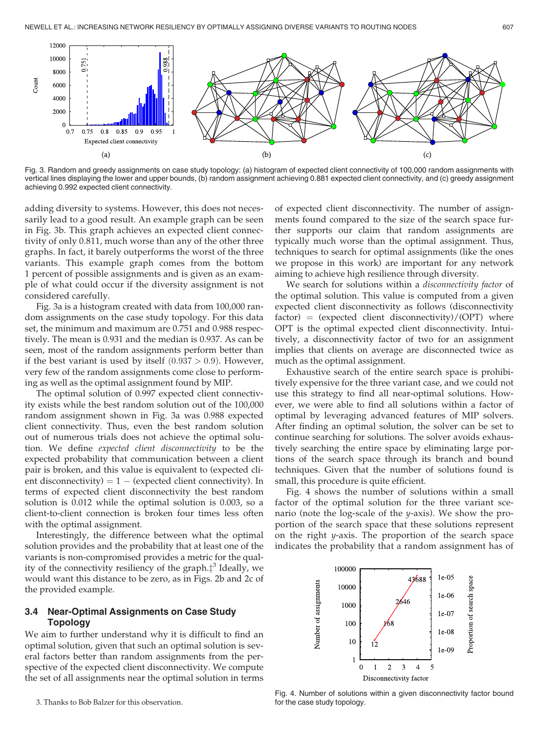Fig. 3. Random and greedy assignments on case study topology: (a) histogram of expected client connectivity of 100,000 random assignments with vertical lines displaying the lower and upper bounds, (b) random assignment achieving 0.881 expected client connectivity, and (c) greedy assignment achieving 0.992 expected client connectivity.

adding diversity to systems. However, this does not necessarily lead to a good result. An example graph can be seen in Fig. 3b. This graph achieves an expected client connectivity of only 0.811, much worse than any of the other three graphs. In fact, it barely outperforms the worst of the three variants. This example graph comes from the bottom 1 percent of possible assignments and is given as an example of what could occur if the diversity assignment is not considered carefully.

Fig. 3a is a histogram created with data from 100,000 random assignments on the case study topology. For this data set, the minimum and maximum are 0.751 and 0.988 respectively. The mean is 0.931 and the median is 0.937. As can be seen, most of the random assignments perform better than if the best variant is used by itself $(0.937 > 0.9)$. However, very few of the random assignments come close to performing as well as the optimal assignment found by MIP.

The optimal solution of 0.997 expected client connectivity exists while the best random solution out of the 100,000 random assignment shown in Fig. 3a was 0.988 expected client connectivity. Thus, even the best random solution out of numerous trials does not achieve the optimal solution. We define *expected client disconnectivity* to be the expected probability that communication between a client pair is broken, and this value is equivalent to (expected client disconnectivity) = 1 − (expected client connectivity). In terms of expected client disconnectivity the best random solution is 0.012 while the optimal solution is 0.003, so a client-to-client connection is broken four times less often with the optimal assignment.

Interestingly, the difference between what the optimal solution provides and the probability that at least one of the variants is non-compromised provides a metric for the quality of the connectivity resiliency of the graph.‡[3] Ideally, we would want this distance to be zero, as in Figs. 2b and 2c of the provided example.

### 3.4 Near-Optimal Assignments on Case Study Topology

We aim to further understand why it is difficult to find an optimal solution, given that such an optimal solution is several factors better than random assignments from the perspective of the expected client disconnectivity. We compute the set of all assignments near the optimal solution in terms of expected client disconnectivity. The number of assignments found compared to the size of the search space further supports our claim that random assignments are typically much worse than the optimal assignment. Thus, techniques to search for optimal assignments (like the ones we propose in this work) are important for any network aiming to achieve high resilience through diversity.

We search for solutions within a *disconnectivity factor* of the optimal solution. This value is computed from a given expected client disconnectivity as follows (disconnectivity factor) = (expected client disconnectivity)/(OPT) where OPT is the optimal expected client disconnectivity. Intuitively, a disconnectivity factor of two for an assignment implies that clients on average are disconnected twice as much as the optimal assignment.

Exhaustive search of the entire search space is prohibitively expensive for the three variant case, and we could not use this strategy to find all near-optimal solutions. However, we were able to find all solutions within a factor of optimal by leveraging advanced features of MIP solvers. After finding an optimal solution, the solver can be set to continue searching for solutions. The solver avoids exhaustively searching the entire space by eliminating large portions of the search space through its branch and bound techniques. Given that the number of solutions found is small, this procedure is quite efficient.

Fig. 4 shows the number of solutions within a small factor of the optimal solution for the three variant scenario (note the log-scale of the *y*-axis). We show the proportion of the search space that these solutions represent on the right *y*-axis. The proportion of the search space indicates the probability that a random assignment has of

Fig. 4. Number of solutions within a given disconnectivity factor bound for the case study topology.

3. Thanks to Bob Balzer for this observation.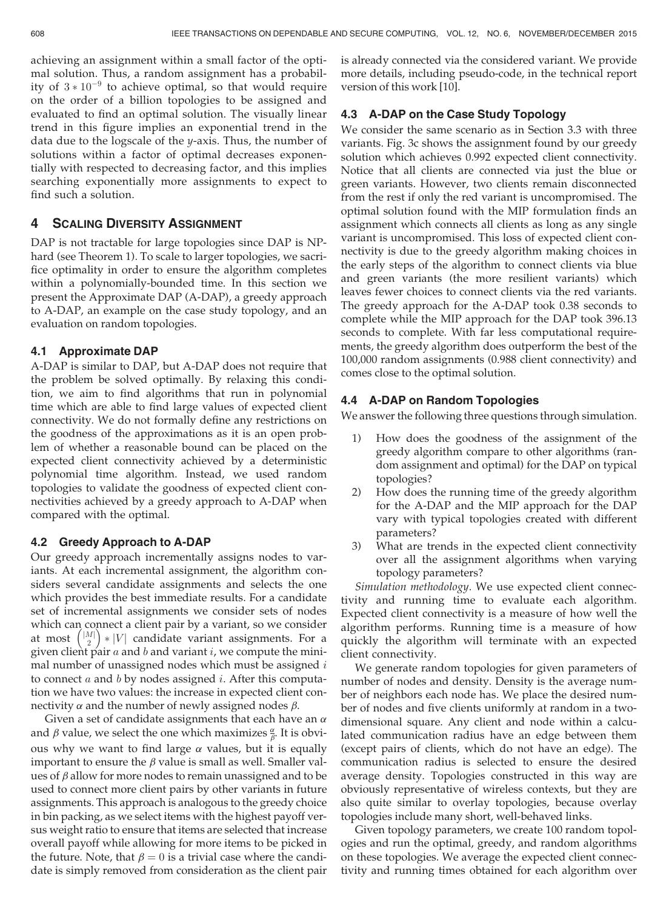achieving an assignment within a small factor of the optimal solution. Thus, a random assignment has a probability of $3 * 10^{-9}$ to achieve optimal, so that would require on the order of a billion topologies to be assigned and evaluated to find an optimal solution. The visually linear trend in this figure implies an exponential trend in the data due to the logscale of the $y$-axis. Thus, the number of solutions within a factor of optimal decreases exponentially with respected to decreasing factor, and this implies searching exponentially more assignments to expect to find such a solution.

## 4 Scaling Diversity Assignment

DAP is not tractable for large topologies since DAP is NP-hard (see Theorem 1). To scale to larger topologies, we sacrifice optimality in order to ensure the algorithm completes within a polynomially-bounded time. In this section we present the Approximate DAP (A-DAP), a greedy approach to A-DAP, an example on the case study topology, and an evaluation on random topologies.

### 4.1 Approximate DAP

A-DAP is similar to DAP, but A-DAP does not require that the problem be solved optimally. By relaxing this condition, we aim to find algorithms that run in polynomial time which are able to find large values of expected client connectivity. We do not formally define any restrictions on the goodness of the approximations as it is an open problem of whether a reasonable bound can be placed on the expected client connectivity achieved by a deterministic polynomial time algorithm. Instead, we used random topologies to validate the goodness of expected client connectivities achieved by a greedy approach to A-DAP when compared with the optimal.

### 4.2 Greedy Approach to A-DAP

Our greedy approach incrementally assigns nodes to variants. At each incremental assignment, the algorithm considers several candidate assignments and selects the one which provides the best immediate results. For a candidate set of incremental assignments we consider sets of nodes which can connect a client pair by a variant, so we consider at most $\binom{|M|}{2} * |V|$ candidate variant assignments. For a given client pair $a$ and $b$ and variant $i$, we compute the minimal number of unassigned nodes which must be assigned $i$ to connect $a$ and $b$ by nodes assigned $i$. After this computation we have two values: the increase in expected client connectivity $\alpha$ and the number of newly assigned nodes $\beta$.

Given a set of candidate assignments that each have an $\alpha$ and $\beta$ value, we select the one which maximizes $\frac{\alpha}{\beta}$. It is obvious why we want to find large $\alpha$ values, but it is equally important to ensure the $\beta$ value is small as well. Smaller values of $\beta$ allow for more nodes to remain unassigned and to be used to connect more client pairs by other variants in future assignments. This approach is analogous to the greedy choice in bin packing, as we select items with the highest payoff versus weight ratio to ensure that items are selected that increase overall payoff while allowing for more items to be picked in the future. Note, that $\beta = 0$ is a trivial case where the candidate is simply removed from consideration as the client pair is already connected via the considered variant. We provide more details, including pseudo-code, in the technical report version of this work [10].

### 4.3 A-DAP on the Case Study Topology

We consider the same scenario as in Section 3.3 with three variants. Fig. 3c shows the assignment found by our greedy solution which achieves 0.992 expected client connectivity. Notice that all clients are connected via just the blue or green variants. However, two clients remain disconnected from the rest if only the red variant is uncompromised. The optimal solution found with the MIP formulation finds an assignment which connects all clients as long as any single variant is uncompromised. This loss of expected client connectivity is due to the greedy algorithm making choices in the early steps of the algorithm to connect clients via blue and green variants (the more resilient variants) which leaves fewer choices to connect clients via the red variants. The greedy approach for the A-DAP took 0.38 seconds to complete while the MIP approach for the DAP took 396.13 seconds to complete. With far less computational requirements, the greedy algorithm does outperform the best of the 100,000 random assignments (0.988 client connectivity) and comes close to the optimal solution.

### 4.4 A-DAP on Random Topologies

We answer the following three questions through simulation.

1) How does the goodness of the assignment of the greedy algorithm compare to other algorithms (random assignment and optimal) for the DAP on typical topologies?
2) How does the running time of the greedy algorithm for the A-DAP and the MIP approach for the DAP vary with typical topologies created with different parameters?
3) What are trends in the expected client connectivity over all the assignment algorithms when varying topology parameters?

*Simulation methodology.* We use expected client connectivity and running time to evaluate each algorithm. Expected client connectivity is a measure of how well the algorithm performs. Running time is a measure of how quickly the algorithm will terminate with an expected client connectivity.

We generate random topologies for given parameters of number of nodes and density. Density is the average number of neighbors each node has. We place the desired number of nodes and five clients uniformly at random in a two-dimensional square. Any client and node within a calculated communication radius have an edge between them (except pairs of clients, which do not have an edge). The communication radius is selected to ensure the desired average density. Topologies constructed in this way are obviously representative of wireless contexts, but they are also quite similar to overlay topologies, because overlay topologies include many short, well-behaved links.

Given topology parameters, we create 100 random topologies and run the optimal, greedy, and random algorithms on these topologies. We average the expected client connectivity and running times obtained for each algorithm over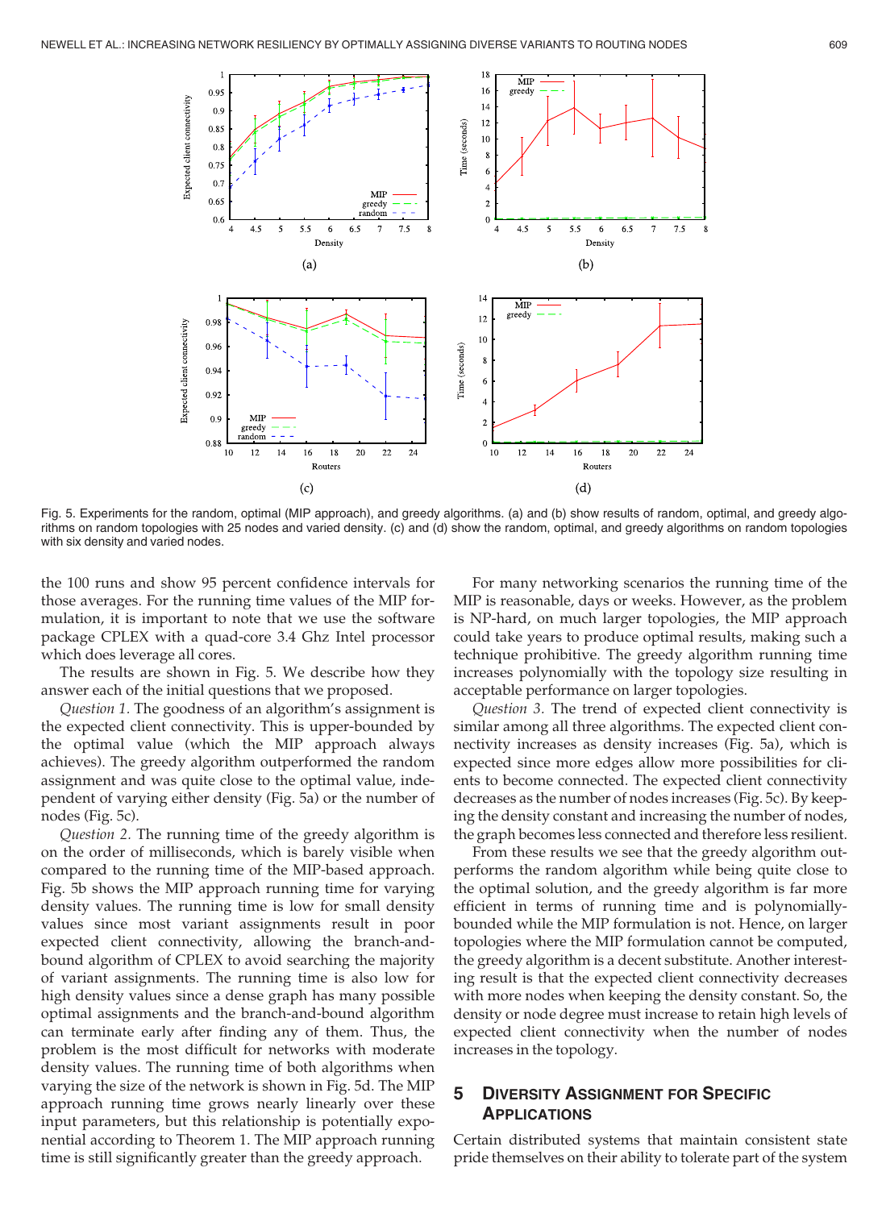Fig. 5. Experiments for the random, optimal (MIP approach), and greedy algorithms. (a) and (b) show results of random, optimal, and greedy algorithms on random topologies with 25 nodes and varied density. (c) and (d) show the random, optimal, and greedy algorithms on random topologies with six density and varied nodes.

the 100 runs and show 95 percent confidence intervals for those averages. For the running time values of the MIP formulation, it is important to note that we use the software package CPLEX with a quad-core 3.4 Ghz Intel processor which does leverage all cores.

The results are shown in Fig. 5. We describe how they answer each of the initial questions that we proposed.

*Question 1.* The goodness of an algorithm's assignment is the expected client connectivity. This is upper-bounded by the optimal value (which the MIP approach always achieves). The greedy algorithm outperformed the random assignment and was quite close to the optimal value, independent of varying either density (Fig. 5a) or the number of nodes (Fig. 5c).

*Question 2.* The running time of the greedy algorithm is on the order of milliseconds, which is barely visible when compared to the running time of the MIP-based approach. Fig. 5b shows the MIP approach running time for varying density values. The running time is low for small density values since most variant assignments result in poor expected client connectivity, allowing the branch-and-bound algorithm of CPLEX to avoid searching the majority of variant assignments. The running time is also low for high density values since a dense graph has many possible optimal assignments and the branch-and-bound algorithm can terminate early after finding any of them. Thus, the problem is the most difficult for networks with moderate density values. The running time of both algorithms when varying the size of the network is shown in Fig. 5d. The MIP approach running time grows nearly linearly over these input parameters, but this relationship is potentially exponential according to Theorem 1. The MIP approach running time is still significantly greater than the greedy approach.

For many networking scenarios the running time of the MIP is reasonable, days or weeks. However, as the problem is NP-hard, on much larger topologies, the MIP approach could take years to produce optimal results, making such a technique prohibitive. The greedy algorithm running time increases polynomially with the topology size resulting in acceptable performance on larger topologies.

*Question 3.* The trend of expected client connectivity is similar among all three algorithms. The expected client connectivity increases as density increases (Fig. 5a), which is expected since more edges allow more possibilities for clients to become connected. The expected client connectivity decreases as the number of nodes increases (Fig. 5c). By keeping the density constant and increasing the number of nodes, the graph becomes less connected and therefore less resilient.

From these results we see that the greedy algorithm outperforms the random algorithm while being quite close to the optimal solution, and the greedy algorithm is far more efficient in terms of running time and is polynomially-bounded while the MIP formulation is not. Hence, on larger topologies where the MIP formulation cannot be computed, the greedy algorithm is a decent substitute. Another interesting result is that the expected client connectivity decreases with more nodes when keeping the density constant. So, the density or node degree must increase to retain high levels of expected client connectivity when the number of nodes increases in the topology.

## 5 Diversity Assignment for Specific Applications

Certain distributed systems that maintain consistent state pride themselves on their ability to tolerate part of the system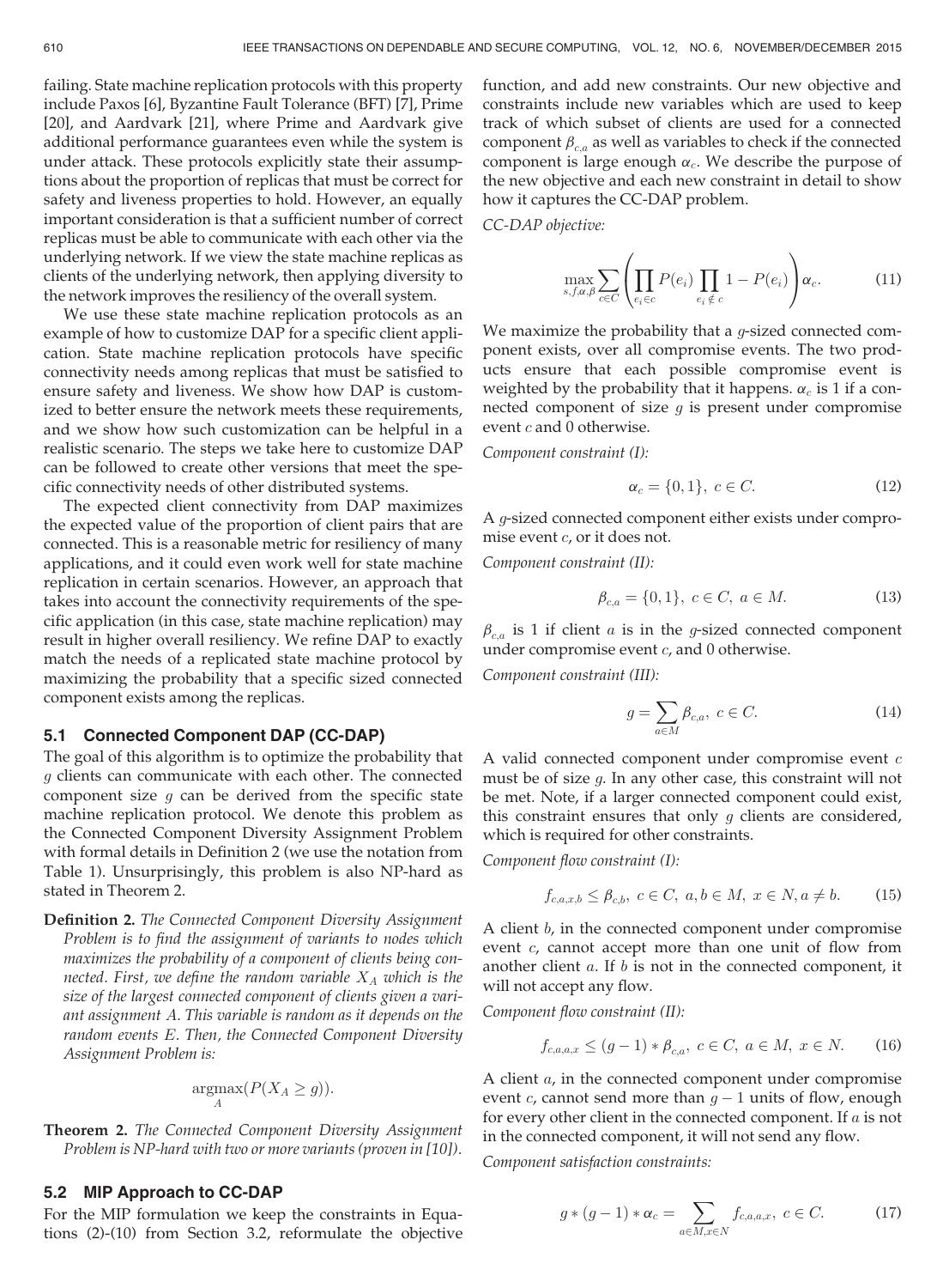failing. State machine replication protocols with this property include Paxos [6], Byzantine Fault Tolerance (BFT) [7], Prime [20], and Aardvark [21], where Prime and Aardvark give additional performance guarantees even while the system is under attack. These protocols explicitly state their assumptions about the proportion of replicas that must be correct for safety and liveness properties to hold. However, an equally important consideration is that a sufficient number of correct replicas must be able to communicate with each other via the underlying network. If we view the state machine replicas as clients of the underlying network, then applying diversity to the network improves the resiliency of the overall system.

We use these state machine replication protocols as an example of how to customize DAP for a specific client application. State machine replication protocols have specific connectivity needs among replicas that must be satisfied to ensure safety and liveness. We show how DAP is customized to better ensure the network meets these requirements, and we show how such customization can be helpful in a realistic scenario. The steps we take here to customize DAP can be followed to create other versions that meet the specific connectivity needs of other distributed systems.

The expected client connectivity from DAP maximizes the expected value of the proportion of client pairs that are connected. This is a reasonable metric for resiliency of many applications, and it could even work well for state machine replication in certain scenarios. However, an approach that takes into account the connectivity requirements of the specific application (in this case, state machine replication) may result in higher overall resiliency. We refine DAP to exactly match the needs of a replicated state machine protocol by maximizing the probability that a specific sized connected component exists among the replicas.

### 5.1 Connected Component DAP (CC-DAP)

The goal of this algorithm is to optimize the probability that $g$ clients can communicate with each other. The connected component size $g$ can be derived from the specific state machine replication protocol. We denote this problem as the Connected Component Diversity Assignment Problem with formal details in Definition 2 (we use the notation from Table 1). Unsurprisingly, this problem is also NP-hard as stated in Theorem 2.

**Definition 2.** *The Connected Component Diversity Assignment Problem is to find the assignment of variants to nodes which maximizes the probability of a component of clients being connected. First, we define the random variable $X_A$ which is the size of the largest connected component of clients given a variant assignment $A$. This variable is random as it depends on the random events $E$. Then, the Connected Component Diversity Assignment Problem is:*

$$\underset{A}{\operatorname{argmax}}(P(X_A \geq g)).$$

**Theorem 2.** *The Connected Component Diversity Assignment Problem is NP-hard with two or more variants (proven in [10]).*

### 5.2 MIP Approach to CC-DAP

For the MIP formulation we keep the constraints in Equations (2)-(10) from Section 3.2, reformulate the objective function, and add new constraints. Our new objective and constraints include new variables which are used to keep track of which subset of clients are used for a connected component $\beta_{c,a}$ as well as variables to check if the connected component is large enough $\alpha_c$. We describe the purpose of the new objective and each new constraint in detail to show how it captures the CC-DAP problem.

*CC-DAP objective:*

$$\max_{s,f,\alpha,\beta} \sum_{c \in C} \left( \prod_{e_i \in c} P(e_i) \prod_{e_i \notin c} 1 - P(e_i) \right) \alpha_c. \tag{11}$$

We maximize the probability that a $g$-sized connected component exists, over all compromise events. The two products ensure that each possible compromise event is weighted by the probability that it happens. $\alpha_c$ is 1 if a connected component of size $g$ is present under compromise event $c$ and 0 otherwise.

*Component constraint (I):*

$$\alpha_c = \{0, 1\},\ c \in C. \tag{12}$$

A $g$-sized connected component either exists under compromise event $c$, or it does not.

*Component constraint (II):*

$$\beta_{c,a} = \{0, 1\},\ c \in C,\ a \in M. \tag{13}$$

$\beta_{c,a}$ is 1 if client $a$ is in the $g$-sized connected component under compromise event $c$, and 0 otherwise.

*Component constraint (III):*

$$g = \sum_{a \in M} \beta_{c,a},\ c \in C. \tag{14}$$

A valid connected component under compromise event $c$ must be of size $g$. In any other case, this constraint will not be met. Note, if a larger connected component could exist, this constraint ensures that only $g$ clients are considered, which is required for other constraints.

*Component flow constraint (I):*

$$f_{c,a,x,b} \leq \beta_{c,b},\ c \in C,\ a, b \in M,\ x \in N, a \neq b. \tag{15}$$

A client $b$, in the connected component under compromise event $c$, cannot accept more than one unit of flow from another client $a$. If $b$ is not in the connected component, it will not accept any flow.

*Component flow constraint (II):*

$$f_{c,a,a,x} \leq (g-1) * \beta_{c,a},\ c \in C,\ a \in M,\ x \in N. \tag{16}$$

A client $a$, in the connected component under compromise event $c$, cannot send more than $g-1$ units of flow, enough for every other client in the connected component. If $a$ is not in the connected component, it will not send any flow.

*Component satisfaction constraints:*

$$g * (g-1) * \alpha_c = \sum_{a \in M, x \in N} f_{c,a,a,x},\ c \in C. \tag{17}$$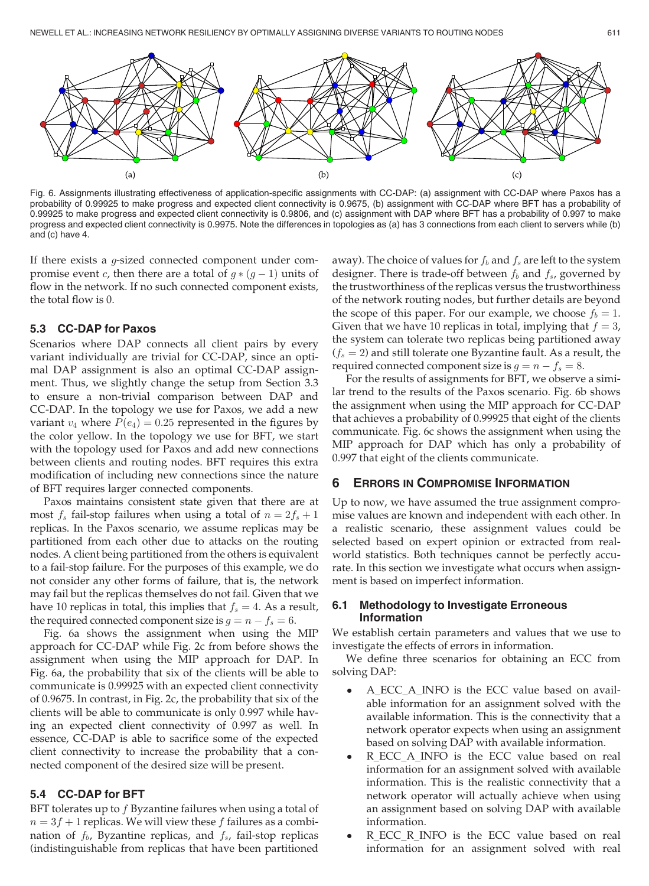Fig. 6. Assignments illustrating effectiveness of application-specific assignments with CC-DAP: (a) assignment with CC-DAP where Paxos has a probability of 0.99925 to make progress and expected client connectivity is 0.9675, (b) assignment with CC-DAP where BFT has a probability of 0.99925 to make progress and expected client connectivity is 0.9806, and (c) assignment with DAP where BFT has a probability of 0.997 to make progress and expected client connectivity is 0.9975. Note the differences in topologies as (a) has 3 connections from each client to servers while (b) and (c) have 4.

If there exists a $g$-sized connected component under compromise event $c$, then there are a total of $g * (g - 1)$ units of flow in the network. If no such connected component exists, the total flow is 0.

### 5.3 CC-DAP for Paxos

Scenarios where DAP connects all client pairs by every variant individually are trivial for CC-DAP, since an optimal DAP assignment is also an optimal CC-DAP assignment. Thus, we slightly change the setup from Section 3.3 to ensure a non-trivial comparison between DAP and CC-DAP. In the topology we use for Paxos, we add a new variant $v_4$ where $P(e_4) = 0.25$ represented in the figures by the color yellow. In the topology we use for BFT, we start with the topology used for Paxos and add new connections between clients and routing nodes. BFT requires this extra modification of including new connections since the nature of BFT requires larger connected components.

Paxos maintains consistent state given that there are at most $f_s$ fail-stop failures when using a total of $n = 2f_s + 1$ replicas. In the Paxos scenario, we assume replicas may be partitioned from each other due to attacks on the routing nodes. A client being partitioned from the others is equivalent to a fail-stop failure. For the purposes of this example, we do not consider any other forms of failure, that is, the network may fail but the replicas themselves do not fail. Given that we have 10 replicas in total, this implies that $f_s = 4$. As a result, the required connected component size is $g = n - f_s = 6$.

Fig. 6a shows the assignment when using the MIP approach for CC-DAP while Fig. 2c from before shows the assignment when using the MIP approach for DAP. In Fig. 6a, the probability that six of the clients will be able to communicate is 0.99925 with an expected client connectivity of 0.9675. In contrast, in Fig. 2c, the probability that six of the clients will be able to communicate is only 0.997 while having an expected client connectivity of 0.997 as well. In essence, CC-DAP is able to sacrifice some of the expected client connectivity to increase the probability that a connected component of the desired size will be present.

### 5.4 CC-DAP for BFT

BFT tolerates up to $f$ Byzantine failures when using a total of $n = 3f + 1$ replicas. We will view these $f$ failures as a combination of $f_b$, Byzantine replicas, and $f_s$, fail-stop replicas (indistinguishable from replicas that have been partitioned away). The choice of values for $f_b$ and $f_s$ are left to the system designer. There is trade-off between $f_b$ and $f_s$, governed by the trustworthiness of the replicas versus the trustworthiness of the network routing nodes, but further details are beyond the scope of this paper. For our example, we choose $f_b = 1$. Given that we have 10 replicas in total, implying that $f = 3$, the system can tolerate two replicas being partitioned away ($f_s = 2$) and still tolerate one Byzantine fault. As a result, the required connected component size is $g = n - f_s = 8$.

For the results of assignments for BFT, we observe a similar trend to the results of the Paxos scenario. Fig. 6b shows the assignment when using the MIP approach for CC-DAP that achieves a probability of 0.99925 that eight of the clients communicate. Fig. 6c shows the assignment when using the MIP approach for DAP which has only a probability of 0.997 that eight of the clients communicate.

## 6 Errors in Compromise Information

Up to now, we have assumed the true assignment compromise values are known and independent with each other. In a realistic scenario, these assignment values could be selected based on expert opinion or extracted from real-world statistics. Both techniques cannot be perfectly accurate. In this section we investigate what occurs when assignment is based on imperfect information.

### 6.1 Methodology to Investigate Erroneous Information

We establish certain parameters and values that we use to investigate the effects of errors in information.

We define three scenarios for obtaining an ECC from solving DAP:

- A_ECC_A_INFO is the ECC value based on available information for an assignment solved with the available information. This is the connectivity that a network operator expects when using an assignment based on solving DAP with available information.
- R_ECC_A_INFO is the ECC value based on real information for an assignment solved with available information. This is the realistic connectivity that a network operator will actually achieve when using an assignment based on solving DAP with available information.
- R_ECC_R_INFO is the ECC value based on real information for an assignment solved with real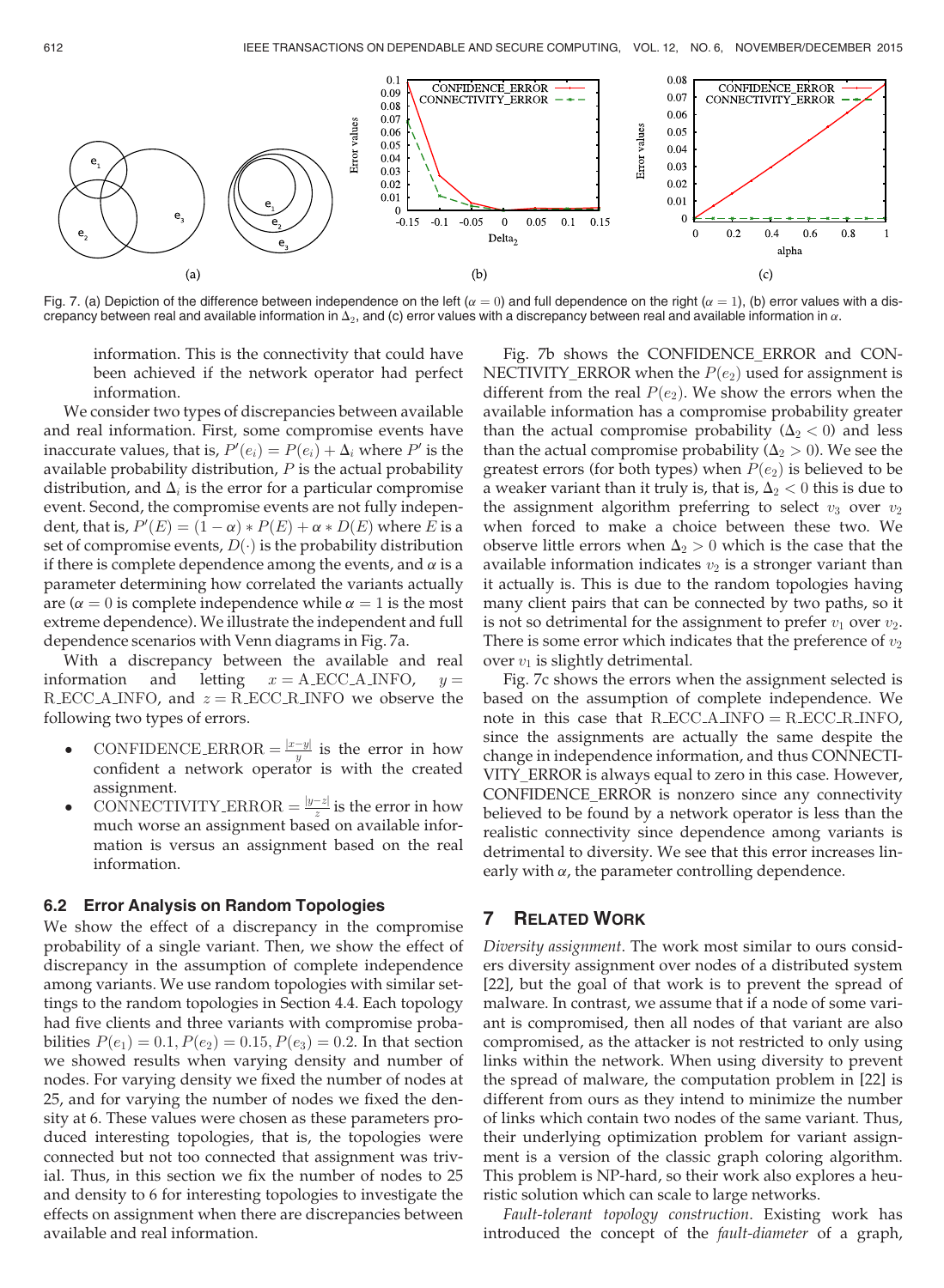Fig. 7. (a) Depiction of the difference between independence on the left ($\alpha = 0$) and full dependence on the right ($\alpha = 1$), (b) error values with a discrepancy between real and available information in $\Delta_2$, and (c) error values with a discrepancy between real and available information in $\alpha$.

information. This is the connectivity that could have been achieved if the network operator had perfect information.

We consider two types of discrepancies between available and real information. First, some compromise events have inaccurate values, that is, $P'(e_i) = P(e_i) + \Delta_i$ where $P'$ is the available probability distribution, $P$ is the actual probability distribution, and $\Delta_i$ is the error for a particular compromise event. Second, the compromise events are not fully independent, that is, $P'(E) = (1 - \alpha) * P(E) + \alpha * D(E)$ where $E$ is a set of compromise events, $D(\cdot)$ is the probability distribution if there is complete dependence among the events, and $\alpha$ is a parameter determining how correlated the variants actually are ($\alpha = 0$ is complete independence while $\alpha = 1$ is the most extreme dependence). We illustrate the independent and full dependence scenarios with Venn diagrams in Fig. 7a.

With a discrepancy between the available and real information and letting $x = \text{A\_ECC\_A\_INFO}$, $y = \text{R\_ECC\_A\_INFO}$, and $z = \text{R\_ECC\_R\_INFO}$ we observe the following two types of errors.

- $\text{CONFIDENCE\_ERROR} = \frac{|x-y|}{y}$ is the error in how confident a network operator is with the created assignment.
- $\text{CONNECTIVITY\_ERROR} = \frac{|y-z|}{z}$ is the error in how much worse an assignment based on available information is versus an assignment based on the real information.

### 6.2 Error Analysis on Random Topologies

We show the effect of a discrepancy in the compromise probability of a single variant. Then, we show the effect of discrepancy in the assumption of complete independence among variants. We use random topologies with similar settings to the random topologies in Section 4.4. Each topology had five clients and three variants with compromise probabilities $P(e_1) = 0.1, P(e_2) = 0.15, P(e_3) = 0.2$. In that section we showed results when varying density and number of nodes. For varying density we fixed the number of nodes at 25, and for varying the number of nodes we fixed the density at 6. These values were chosen as these parameters produced interesting topologies, that is, the topologies were connected but not too connected that assignment was trivial. Thus, in this section we fix the number of nodes to 25 and density to 6 for interesting topologies to investigate the effects on assignment when there are discrepancies between available and real information.

Fig. 7b shows the CONFIDENCE_ERROR and CONNECTIVITY_ERROR when the $P(e_2)$ used for assignment is different from the real $P(e_2)$. We show the errors when the available information has a compromise probability greater than the actual compromise probability ($\Delta_2 < 0$) and less than the actual compromise probability ($\Delta_2 > 0$). We see the greatest errors (for both types) when $P(e_2)$ is believed to be a weaker variant than it truly is, that is, $\Delta_2 < 0$ this is due to the assignment algorithm preferring to select $v_3$ over $v_2$ when forced to make a choice between these two. We observe little errors when $\Delta_2 > 0$ which is the case that the available information indicates $v_2$ is a stronger variant than it actually is. This is due to the random topologies having many client pairs that can be connected by two paths, so it is not so detrimental for the assignment to prefer $v_1$ over $v_2$. There is some error which indicates that the preference of $v_2$ over $v_1$ is slightly detrimental.

Fig. 7c shows the errors when the assignment selected is based on the assumption of complete independence. We note in this case that R_ECC_A_INFO = R_ECC_R_INFO, since the assignments are actually the same despite the change in independence information, and thus CONNECTIVITY_ERROR is always equal to zero in this case. However, CONFIDENCE_ERROR is nonzero since any connectivity believed to be found by a network operator is less than the realistic connectivity since dependence among variants is detrimental to diversity. We see that this error increases linearly with $\alpha$, the parameter controlling dependence.

## 7 Related Work

*Diversity assignment*. The work most similar to ours considers diversity assignment over nodes of a distributed system [22], but the goal of that work is to prevent the spread of malware. In contrast, we assume that if a node of some variant is compromised, then all nodes of that variant are also compromised, as the attacker is not restricted to only using links within the network. When using diversity to prevent the spread of malware, the computation problem in [22] is different from ours as they intend to minimize the number of links which contain two nodes of the same variant. Thus, their underlying optimization problem for variant assignment is a version of the classic graph coloring algorithm. This problem is NP-hard, so their work also explores a heuristic solution which can scale to large networks.

*Fault-tolerant topology construction*. Existing work has introduced the concept of the *fault-diameter* of a graph,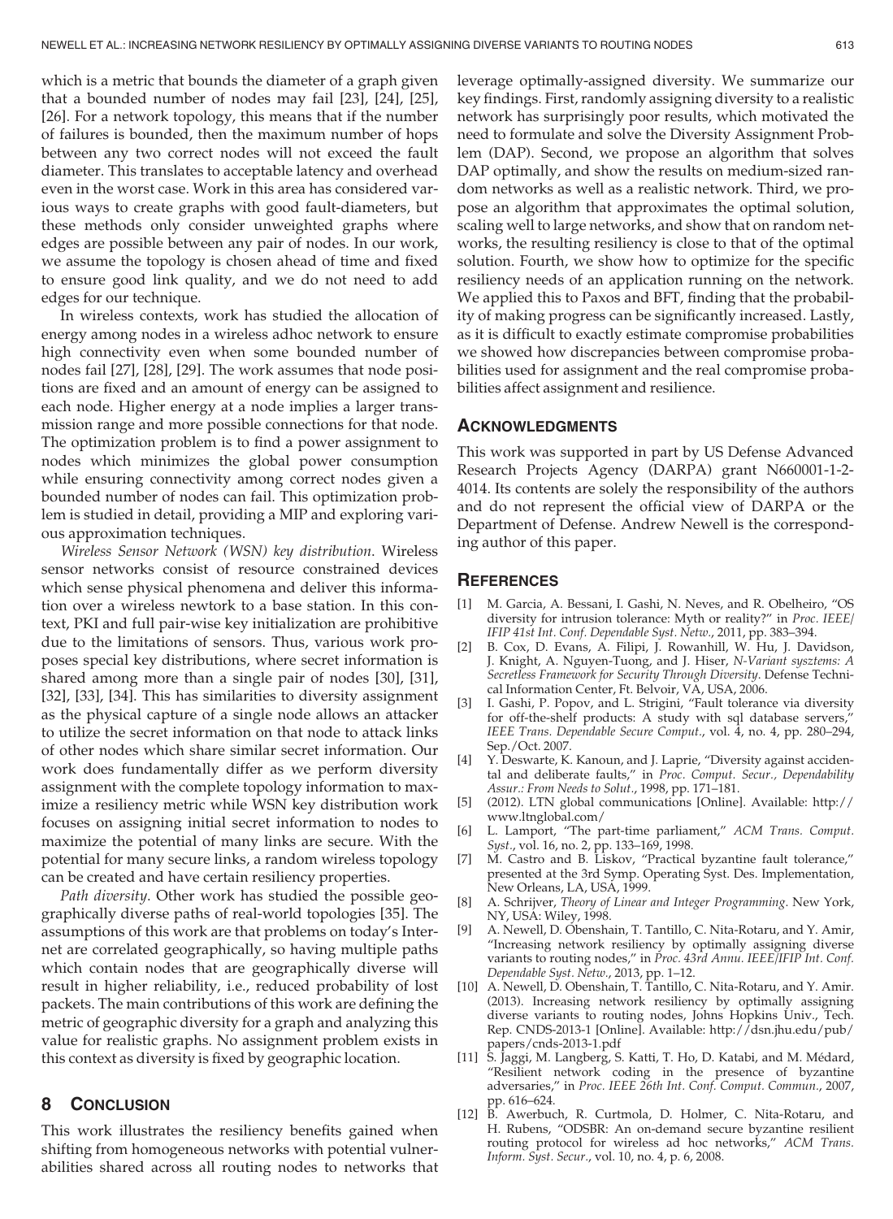which is a metric that bounds the diameter of a graph given that a bounded number of nodes may fail [23], [24], [25], [26]. For a network topology, this means that if the number of failures is bounded, then the maximum number of hops between any two correct nodes will not exceed the fault diameter. This translates to acceptable latency and overhead even in the worst case. Work in this area has considered various ways to create graphs with good fault-diameters, but these methods only consider unweighted graphs where edges are possible between any pair of nodes. In our work, we assume the topology is chosen ahead of time and fixed to ensure good link quality, and we do not need to add edges for our technique.

In wireless contexts, work has studied the allocation of energy among nodes in a wireless adhoc network to ensure high connectivity even when some bounded number of nodes fail [27], [28], [29]. The work assumes that node positions are fixed and an amount of energy can be assigned to each node. Higher energy at a node implies a larger transmission range and more possible connections for that node. The optimization problem is to find a power assignment to nodes which minimizes the global power consumption while ensuring connectivity among correct nodes given a bounded number of nodes can fail. This optimization problem is studied in detail, providing a MIP and exploring various approximation techniques.

*Wireless Sensor Network (WSN) key distribution.* Wireless sensor networks consist of resource constrained devices which sense physical phenomena and deliver this information over a wireless newtork to a base station. In this context, PKI and full pair-wise key initialization are prohibitive due to the limitations of sensors. Thus, various work proposes special key distributions, where secret information is shared among more than a single pair of nodes [30], [31], [32], [33], [34]. This has similarities to diversity assignment as the physical capture of a single node allows an attacker to utilize the secret information on that node to attack links of other nodes which share similar secret information. Our work does fundamentally differ as we perform diversity assignment with the complete topology information to maximize a resiliency metric while WSN key distribution work focuses on assigning initial secret information to nodes to maximize the potential of many links are secure. With the potential for many secure links, a random wireless topology can be created and have certain resiliency properties.

*Path diversity.* Other work has studied the possible geographically diverse paths of real-world topologies [35]. The assumptions of this work are that problems on today's Internet are correlated geographically, so having multiple paths which contain nodes that are geographically diverse will result in higher reliability, i.e., reduced probability of lost packets. The main contributions of this work are defining the metric of geographic diversity for a graph and analyzing this value for realistic graphs. No assignment problem exists in this context as diversity is fixed by geographic location.

## 8 Conclusion

This work illustrates the resiliency benefits gained when shifting from homogeneous networks with potential vulnerabilities shared across all routing nodes to networks that leverage optimally-assigned diversity. We summarize our key findings. First, randomly assigning diversity to a realistic network has surprisingly poor results, which motivated the need to formulate and solve the Diversity Assignment Problem (DAP). Second, we propose an algorithm that solves DAP optimally, and show the results on medium-sized random networks as well as a realistic network. Third, we propose an algorithm that approximates the optimal solution, scaling well to large networks, and show that on random networks, the resulting resiliency is close to that of the optimal solution. Fourth, we show how to optimize for the specific resiliency needs of an application running on the network. We applied this to Paxos and BFT, finding that the probability of making progress can be significantly increased. Lastly, as it is difficult to exactly estimate compromise probabilities we showed how discrepancies between compromise probabilities used for assignment and the real compromise probabilities affect assignment and resilience.

## Acknowledgments

This work was supported in part by US Defense Advanced Research Projects Agency (DARPA) grant N660001-1-2-4014. Its contents are solely the responsibility of the authors and do not represent the official view of DARPA or the Department of Defense. Andrew Newell is the corresponding author of this paper.

## References

[1] M. Garcia, A. Bessani, I. Gashi, N. Neves, and R. Obelheiro, "OS diversity for intrusion tolerance: Myth or reality?" in *Proc. IEEE/IFIP 41st Int. Conf. Dependable Syst. Netw.*, 2011, pp. 383–394.

[2] B. Cox, D. Evans, A. Filipi, J. Rowanhill, W. Hu, J. Davidson, J. Knight, A. Nguyen-Tuong, and J. Hiser, *N-Variant sysztems: A Secretless Framework for Security Through Diversity*. Defense Technical Information Center, Ft. Belvoir, VA, USA, 2006.

[3] I. Gashi, P. Popov, and L. Strigini, "Fault tolerance via diversity for off-the-shelf products: A study with sql database servers," *IEEE Trans. Dependable Secure Comput.*, vol. 4, no. 4, pp. 280–294, Sep./Oct. 2007.

[4] Y. Deswarte, K. Kanoun, and J. Laprie, "Diversity against accidental and deliberate faults," in *Proc. Comput. Secur., Dependability Assur.: From Needs to Solut.*, 1998, pp. 171–181.

[5] (2012). LTN global communications [Online]. Available: http://www.ltnglobal.com/

[6] L. Lamport, "The part-time parliament," *ACM Trans. Comput. Syst.*, vol. 16, no. 2, pp. 133–169, 1998.

[7] M. Castro and B. Liskov, "Practical byzantine fault tolerance," presented at the 3rd Symp. Operating Syst. Des. Implementation, New Orleans, LA, USA, 1999.

[8] A. Schrijver, *Theory of Linear and Integer Programming*. New York, NY, USA: Wiley, 1998.

[9] A. Newell, D. Obenshain, T. Tantillo, C. Nita-Rotaru, and Y. Amir, "Increasing network resiliency by optimally assigning diverse variants to routing nodes," in *Proc. 43rd Annu. IEEE/IFIP Int. Conf. Dependable Syst. Netw.*, 2013, pp. 1–12.

[10] A. Newell, D. Obenshain, T. Tantillo, C. Nita-Rotaru, and Y. Amir. (2013). Increasing network resiliency by optimally assigning diverse variants to routing nodes, Johns Hopkins Univ., Tech. Rep. CNDS-2013-1 [Online]. Available: http://dsn.jhu.edu/pub/papers/cnds-2013-1.pdf

[11] S. Jaggi, M. Langberg, S. Katti, T. Ho, D. Katabi, and M. Médard, "Resilient network coding in the presence of byzantine adversaries," in *Proc. IEEE 26th Int. Conf. Comput. Commun.*, 2007, pp. 616–624.

[12] B. Awerbuch, R. Curtmola, D. Holmer, C. Nita-Rotaru, and H. Rubens, "ODSBR: An on-demand secure byzantine resilient routing protocol for wireless ad hoc networks," *ACM Trans. Inform. Syst. Secur.*, vol. 10, no. 4, p. 6, 2008.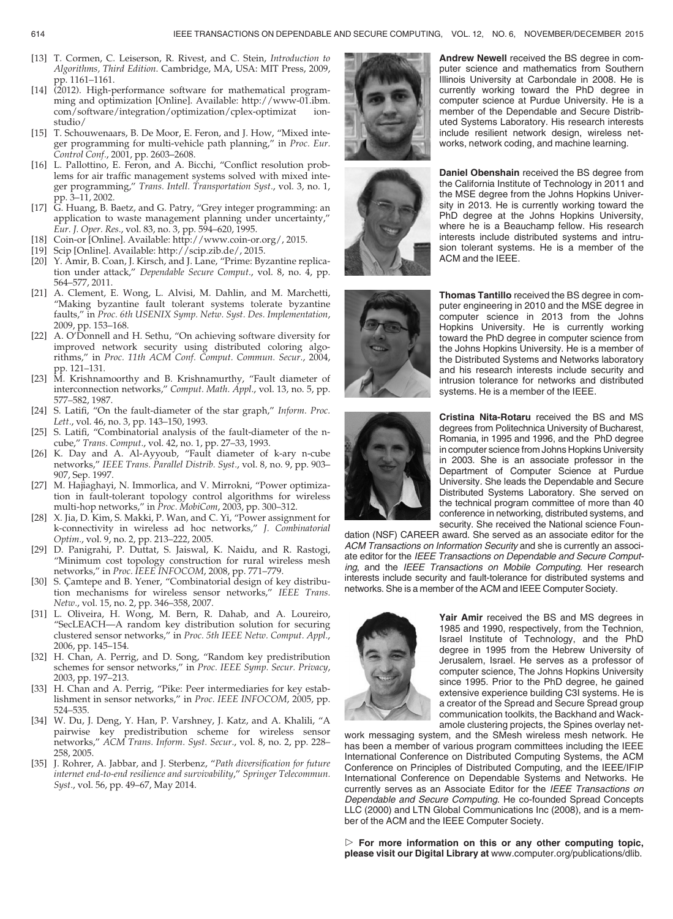[13] T. Cormen, C. Leiserson, R. Rivest, and C. Stein, *Introduction to Algorithms, Third Edition*. Cambridge, MA, USA: MIT Press, 2009, pp. 1161–1161.

[14] (2012). High-performance software for mathematical programming and optimization [Online]. Available: http://www-01.ibm.com/software/integration/optimization/cplex-optimizat ionstudio/

[15] T. Schouwenaars, B. De Moor, E. Feron, and J. How, "Mixed integer programming for multi-vehicle path planning," in *Proc. Eur. Control Conf.*, 2001, pp. 2603–2608.

[16] L. Pallottino, E. Feron, and A. Bicchi, "Conflict resolution problems for air traffic management systems solved with mixed integer programming," *Trans. Intell. Transportation Syst.*, vol. 3, no. 1, pp. 3–11, 2002.

[17] G. Huang, B. Baetz, and G. Patry, "Grey integer programming: an application to waste management planning under uncertainty," *Eur. J. Oper. Res.*, vol. 83, no. 3, pp. 594–620, 1995.

[18] Coin-or [Online]. Available: http://www.coin-or.org/, 2015.

[19] Scip [Online]. Available: http://scip.zib.de/, 2015.

[20] Y. Amir, B. Coan, J. Kirsch, and J. Lane, "Prime: Byzantine replication under attack," *Dependable Secure Comput.*, vol. 8, no. 4, pp. 564–577, 2011.

[21] A. Clement, E. Wong, L. Alvisi, M. Dahlin, and M. Marchetti, "Making byzantine fault tolerant systems tolerate byzantine faults," in *Proc. 6th USENIX Symp. Netw. Syst. Des. Implementation*, 2009, pp. 153–168.

[22] A. O'Donnell and H. Sethu, "On achieving software diversity for improved network security using distributed coloring algorithms," in *Proc. 11th ACM Conf. Comput. Commun. Secur.*, 2004, pp. 121–131.

[23] M. Krishnamoorthy and B. Krishnamurthy, "Fault diameter of interconnection networks," *Comput. Math. Appl.*, vol. 13, no. 5, pp. 577–582, 1987.

[24] S. Latifi, "On the fault-diameter of the star graph," *Inform. Proc. Lett.*, vol. 46, no. 3, pp. 143–150, 1993.

[25] S. Latifi, "Combinatorial analysis of the fault-diameter of the n-cube," *Trans. Comput.*, vol. 42, no. 1, pp. 27–33, 1993.

[26] K. Day and A. Al-Ayyoub, "Fault diameter of k-ary n-cube networks," *IEEE Trans. Parallel Distrib. Syst.*, vol. 8, no. 9, pp. 903–907, Sep. 1997.

[27] M. Hajiaghayi, N. Immorlica, and V. Mirrokni, "Power optimization in fault-tolerant topology control algorithms for wireless multi-hop networks," in *Proc. MobiCom*, 2003, pp. 300–312.

[28] X. Jia, D. Kim, S. Makki, P. Wan, and C. Yi, "Power assignment for k-connectivity in wireless ad hoc networks," *J. Combinatorial Optim.*, vol. 9, no. 2, pp. 213–222, 2005.

[29] D. Panigrahi, P. Duttat, S. Jaiswal, K. Naidu, and R. Rastogi, "Minimum cost topology construction for rural wireless mesh networks," in *Proc. IEEE INFOCOM*, 2008, pp. 771–779.

[30] S. Çamtepe and B. Yener, "Combinatorial design of key distribution mechanisms for wireless sensor networks," *IEEE Trans. Netw.*, vol. 15, no. 2, pp. 346–358, 2007.

[31] L. Oliveira, H. Wong, M. Bern, R. Dahab, and A. Loureiro, "SecLEACH—A random key distribution solution for securing clustered sensor networks," in *Proc. 5th IEEE Netw. Comput. Appl.*, 2006, pp. 145–154.

[32] H. Chan, A. Perrig, and D. Song, "Random key predistribution schemes for sensor networks," in *Proc. IEEE Symp. Secur. Privacy*, 2003, pp. 197–213.

[33] H. Chan and A. Perrig, "Pike: Peer intermediaries for key establishment in sensor networks," in *Proc. IEEE INFOCOM*, 2005, pp. 524–535.

[34] W. Du, J. Deng, Y. Han, P. Varshney, J. Katz, and A. Khalili, "A pairwise key predistribution scheme for wireless sensor networks," *ACM Trans. Inform. Syst. Secur.*, vol. 8, no. 2, pp. 228–258, 2005.

[35] J. Rohrer, A. Jabbar, and J. Sterbenz, "*Path diversification for future internet end-to-end resilience and survivability*," *Springer Telecommun. Syst.*, vol. 56, pp. 49–67, May 2014.

**Andrew Newell** received the BS degree in computer science and mathematics from Southern Illinois University at Carbondale in 2008. He is currently working toward the PhD degree in computer science at Purdue University. He is a member of the Dependable and Secure Distributed Systems Laboratory. His research interests include resilient network design, wireless networks, network coding, and machine learning.

**Daniel Obenshain** received the BS degree from the California Institute of Technology in 2011 and the MSE degree from the Johns Hopkins University in 2013. He is currently working toward the PhD degree at the Johns Hopkins University, where he is a Beauchamp fellow. His research interests include distributed systems and intrusion tolerant systems. He is a member of the ACM and the IEEE.

**Thomas Tantillo** received the BS degree in computer engineering in 2010 and the MSE degree in computer science in 2013 from the Johns Hopkins University. He is currently working toward the PhD degree in computer science from the Johns Hopkins University. He is a member of the Distributed Systems and Networks laboratory and his research interests include security and intrusion tolerance for networks and distributed systems. He is a member of the IEEE.

**Cristina Nita-Rotaru** received the BS and MS degrees from Politechnica University of Bucharest, Romania, in 1995 and 1996, and the PhD degree in computer science from Johns Hopkins University in 2003. She is an associate professor in the Department of Computer Science at Purdue University. She leads the Dependable and Secure Distributed Systems Laboratory. She served on the technical program committee of more than 40 conference in networking, distributed systems, and security. She received the National science Foundation (NSF) CAREER award. She served as an associate editor for the *ACM Transactions on Information Security* and she is currently an associate editor for the *IEEE Transactions on Dependable and Secure Computing*, and the *IEEE Transactions on Mobile Computing*. Her research interests include security and fault-tolerance for distributed systems and networks. She is a member of the ACM and IEEE Computer Society.

**Yair Amir** received the BS and MS degrees in 1985 and 1990, respectively, from the Technion, Israel Institute of Technology, and the PhD degree in 1995 from the Hebrew University of Jerusalem, Israel. He serves as a professor of computer science, The Johns Hopkins University since 1995. Prior to the PhD degree, he gained extensive experience building C3I systems. He is a creator of the Spread and Secure Spread group communication toolkits, the Backhand and Wackamole clustering projects, the Spines overlay network messaging system, and the SMesh wireless mesh network. He has been a member of various program committees including the IEEE International Conference on Distributed Computing Systems, the ACM Conference on Principles of Distributed Computing, and the IEEE/IFIP International Conference on Dependable Systems and Networks. He currently serves as an Associate Editor for the *IEEE Transactions on Dependable and Secure Computing*. He co-founded Spread Concepts LLC (2000) and LTN Global Communications Inc (2008), and is a member of the ACM and the IEEE Computer Society.

▷ **For more information on this or any other computing topic, please visit our Digital Library at** www.computer.org/publications/dlib.